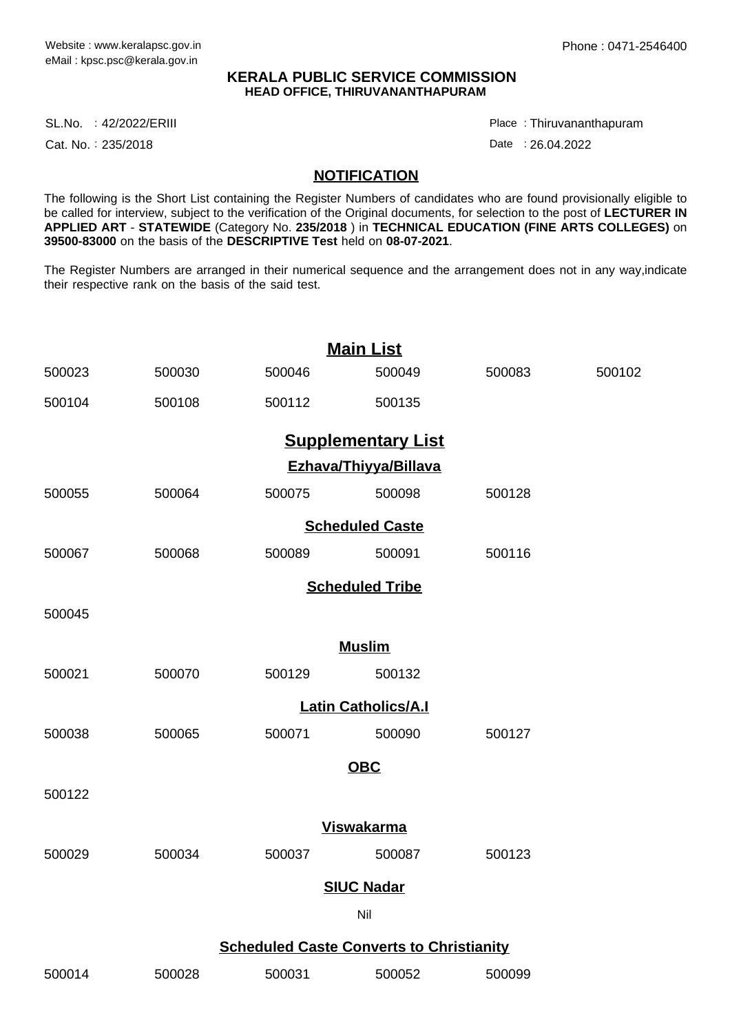Website : www.keralapsc.gov.in
eMail : kpsc.psc@kerala.gov.in

Phone : 0471-2546400

**KERALA PUBLIC SERVICE COMMISSION**
**HEAD OFFICE, THIRUVANANTHAPURAM**

SL.No. : 42/2022/ERIII
Cat. No. : 235/2018

Place : Thiruvananthapuram
Date : 26.04.2022

## NOTIFICATION

The following is the Short List containing the Register Numbers of candidates who are found provisionally eligible to be called for interview, subject to the verification of the Original documents, for selection to the post of **LECTURER IN APPLIED ART** - **STATEWIDE** (Category No. **235/2018** ) in **TECHNICAL EDUCATION (FINE ARTS COLLEGES)** on **39500-83000** on the basis of the **DESCRIPTIVE Test** held on **08-07-2021**.

The Register Numbers are arranged in their numerical sequence and the arrangement does not in any way,indicate their respective rank on the basis of the said test.

## Main List

| | | | | | |
|---|---|---|---|---|---|
| 500023 | 500030 | 500046 | 500049 | 500083 | 500102 |
| 500104 | 500108 | 500112 | 500135 | | |

## Supplementary List

### Ezhava/Thiyya/Billava

| | | | | |
|---|---|---|---|---|
| 500055 | 500064 | 500075 | 500098 | 500128 |

### Scheduled Caste

| | | | | |
|---|---|---|---|---|
| 500067 | 500068 | 500089 | 500091 | 500116 |

### Scheduled Tribe

500045

### Muslim

| | | | |
|---|---|---|---|
| 500021 | 500070 | 500129 | 500132 |

### Latin Catholics/A.I

| | | | | |
|---|---|---|---|---|
| 500038 | 500065 | 500071 | 500090 | 500127 |

### OBC

500122

### Viswakarma

| | | | | |
|---|---|---|---|---|
| 500029 | 500034 | 500037 | 500087 | 500123 |

### SIUC Nadar

Nil

### Scheduled Caste Converts to Christianity

| | | | | |
|---|---|---|---|---|
| 500014 | 500028 | 500031 | 500052 | 500099 |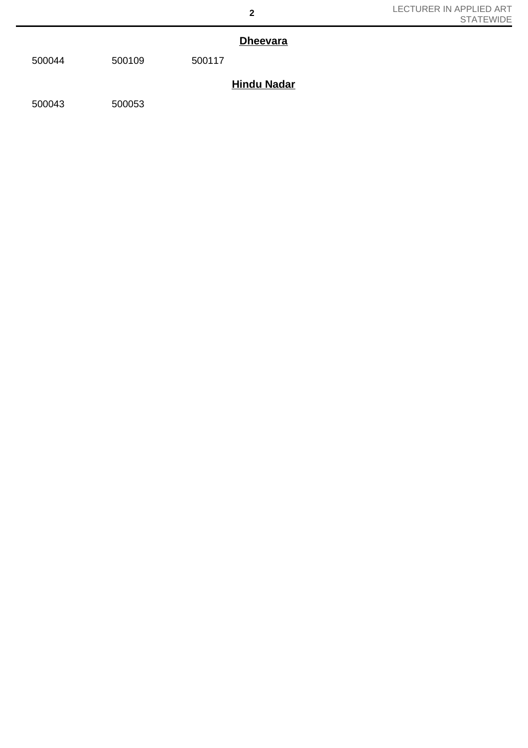**Dheevara**

| | | |
|---|---|---|
| 500044 | 500109 | 500117 |

**Hindu Nadar**

| | |
|---|---|
| 500043 | 500053 |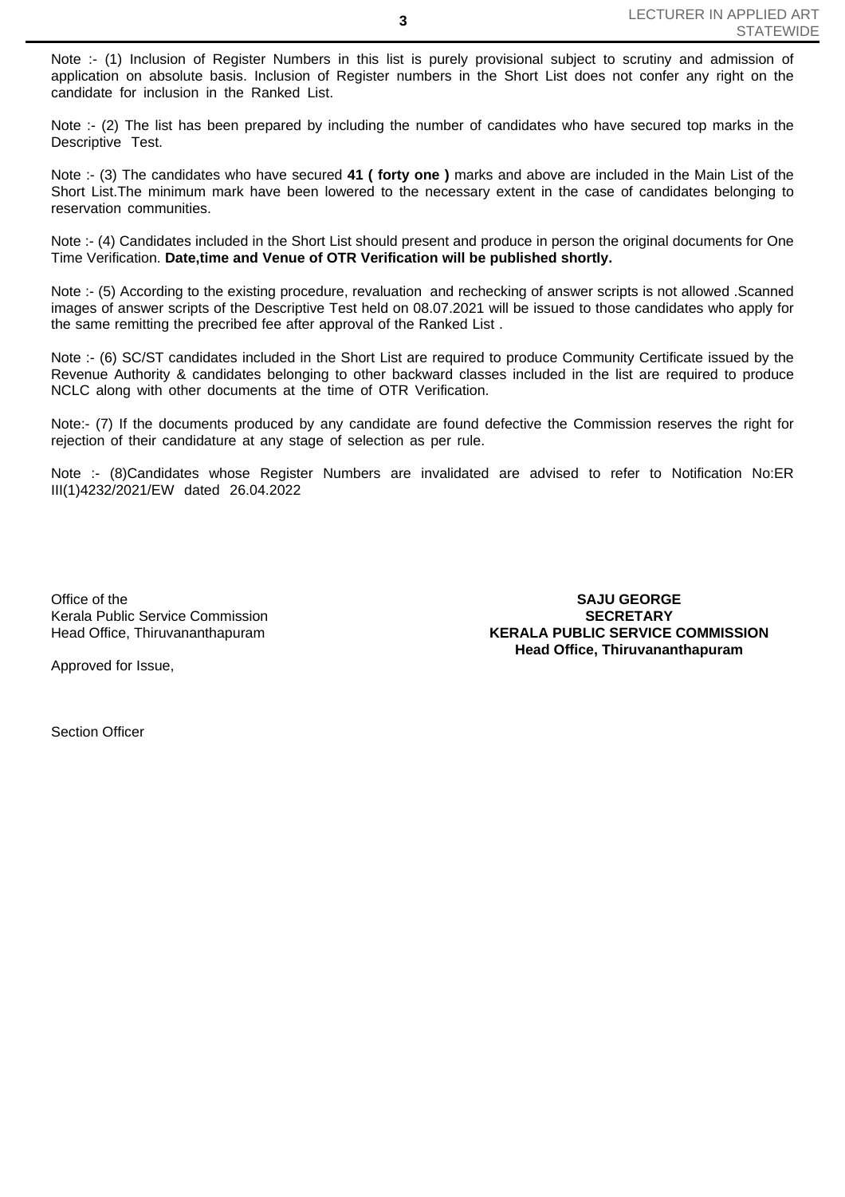Note :- (1) Inclusion of Register Numbers in this list is purely provisional subject to scrutiny and admission of application on absolute basis. Inclusion of Register numbers in the Short List does not confer any right on the candidate for inclusion in the Ranked List.

Note :- (2) The list has been prepared by including the number of candidates who have secured top marks in the Descriptive Test.

Note :- (3) The candidates who have secured **41 ( forty one )** marks and above are included in the Main List of the Short List.The minimum mark have been lowered to the necessary extent in the case of candidates belonging to reservation communities.

Note :- (4) Candidates included in the Short List should present and produce in person the original documents for One Time Verification. **Date,time and Venue of OTR Verification will be published shortly.**

Note :- (5) According to the existing procedure, revaluation and rechecking of answer scripts is not allowed .Scanned images of answer scripts of the Descriptive Test held on 08.07.2021 will be issued to those candidates who apply for the same remitting the precribed fee after approval of the Ranked List .

Note :- (6) SC/ST candidates included in the Short List are required to produce Community Certificate issued by the Revenue Authority & candidates belonging to other backward classes included in the list are required to produce NCLC along with other documents at the time of OTR Verification.

Note:- (7) If the documents produced by any candidate are found defective the Commission reserves the right for rejection of their candidature at any stage of selection as per rule.

Note :- (8)Candidates whose Register Numbers are invalidated are advised to refer to Notification No:ER III(1)4232/2021/EW dated 26.04.2022

Office of the
Kerala Public Service Commission
Head Office, Thiruvananthapuram

**SAJU GEORGE**
**SECRETARY**
**KERALA PUBLIC SERVICE COMMISSION**
**Head Office, Thiruvananthapuram**

Approved for Issue,

Section Officer